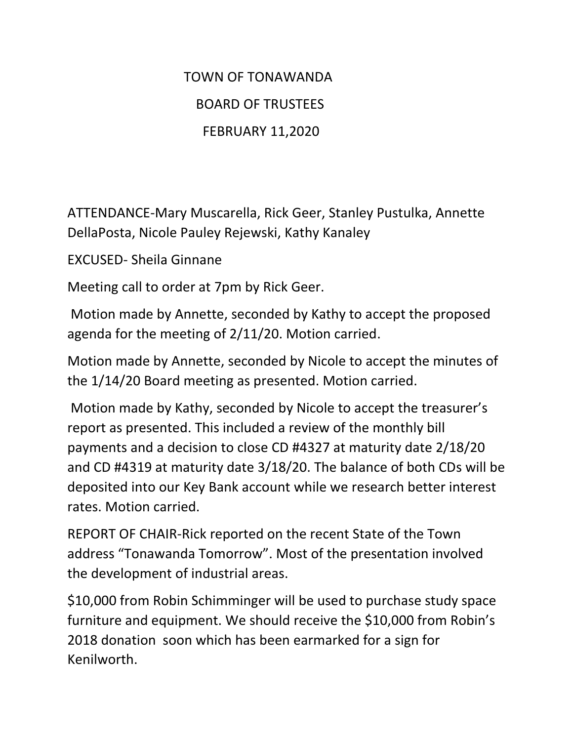# TOWN OF TONAWANDA
## BOARD OF TRUSTEES
## FEBRUARY 11,2020

ATTENDANCE-Mary Muscarella, Rick Geer, Stanley Pustulka, Annette DellaPosta, Nicole Pauley Rejewski, Kathy Kanaley

EXCUSED- Sheila Ginnane

Meeting call to order at 7pm by Rick Geer.

Motion made by Annette, seconded by Kathy to accept the proposed agenda for the meeting of 2/11/20. Motion carried.

Motion made by Annette, seconded by Nicole to accept the minutes of the 1/14/20 Board meeting as presented. Motion carried.

Motion made by Kathy, seconded by Nicole to accept the treasurer's report as presented. This included a review of the monthly bill payments and a decision to close CD #4327 at maturity date 2/18/20 and CD #4319 at maturity date 3/18/20. The balance of both CDs will be deposited into our Key Bank account while we research better interest rates. Motion carried.

REPORT OF CHAIR-Rick reported on the recent State of the Town address "Tonawanda Tomorrow". Most of the presentation involved the development of industrial areas.

$10,000 from Robin Schimminger will be used to purchase study space furniture and equipment. We should receive the $10,000 from Robin's 2018 donation soon which has been earmarked for a sign for Kenilworth.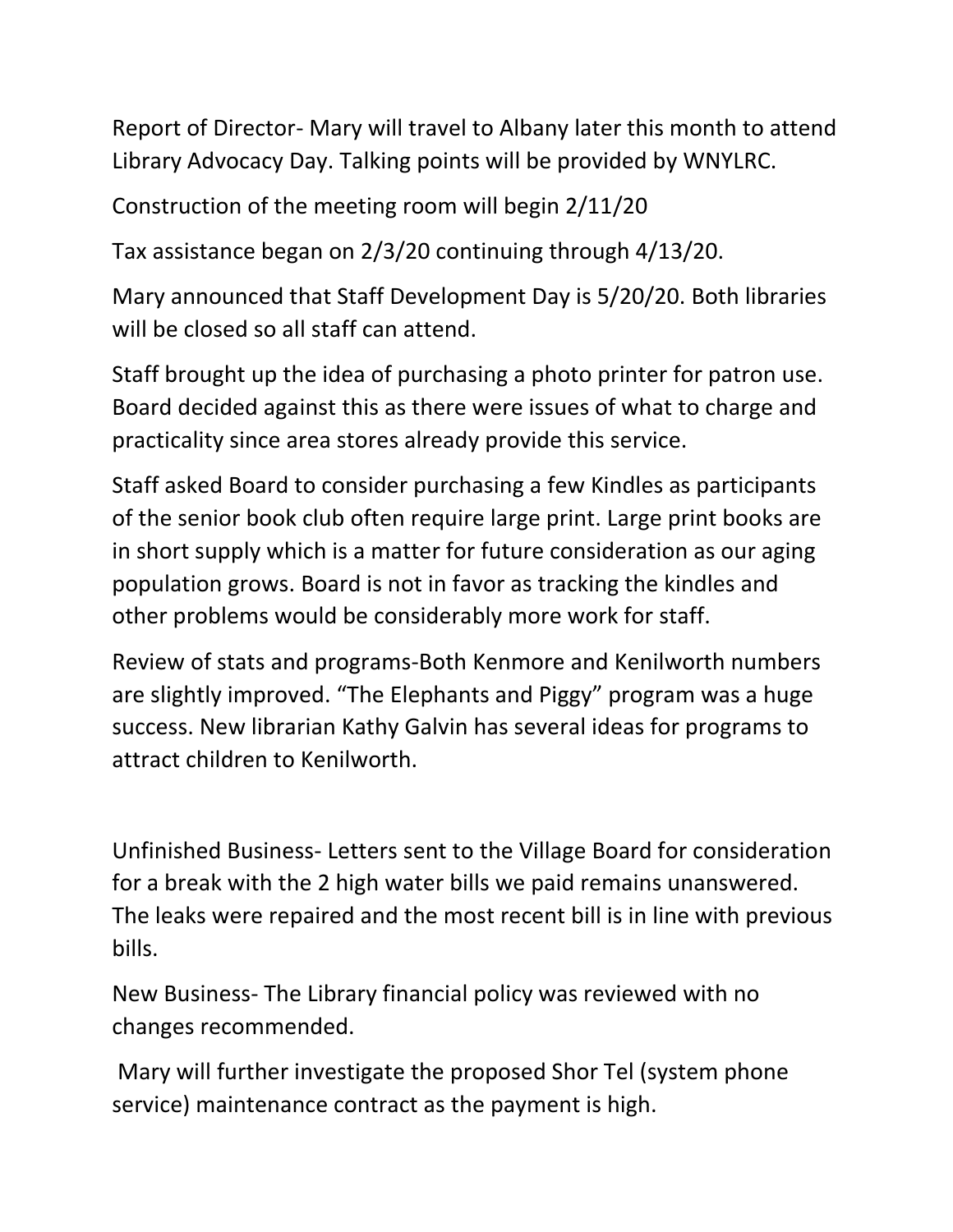Report of Director- Mary will travel to Albany later this month to attend Library Advocacy Day. Talking points will be provided by WNYLRC.

Construction of the meeting room will begin 2/11/20

Tax assistance began on 2/3/20 continuing through 4/13/20.

Mary announced that Staff Development Day is 5/20/20. Both libraries will be closed so all staff can attend.

Staff brought up the idea of purchasing a photo printer for patron use. Board decided against this as there were issues of what to charge and practicality since area stores already provide this service.

Staff asked Board to consider purchasing a few Kindles as participants of the senior book club often require large print. Large print books are in short supply which is a matter for future consideration as our aging population grows. Board is not in favor as tracking the kindles and other problems would be considerably more work for staff.

Review of stats and programs-Both Kenmore and Kenilworth numbers are slightly improved. "The Elephants and Piggy" program was a huge success. New librarian Kathy Galvin has several ideas for programs to attract children to Kenilworth.

Unfinished Business- Letters sent to the Village Board for consideration for a break with the 2 high water bills we paid remains unanswered. The leaks were repaired and the most recent bill is in line with previous bills.

New Business- The Library financial policy was reviewed with no changes recommended.

Mary will further investigate the proposed Shor Tel (system phone service) maintenance contract as the payment is high.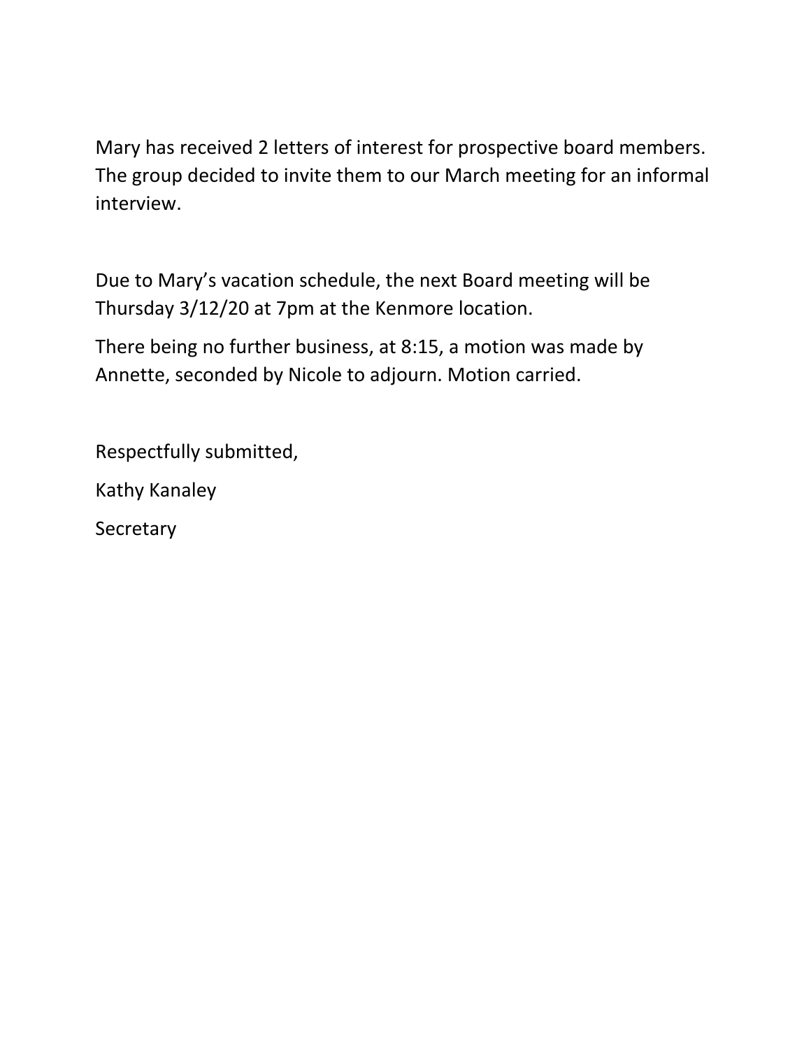Mary has received 2 letters of interest for prospective board members. The group decided to invite them to our March meeting for an informal interview.

Due to Mary's vacation schedule, the next Board meeting will be Thursday 3/12/20 at 7pm at the Kenmore location.

There being no further business, at 8:15, a motion was made by Annette, seconded by Nicole to adjourn. Motion carried.

Respectfully submitted,

Kathy Kanaley

Secretary